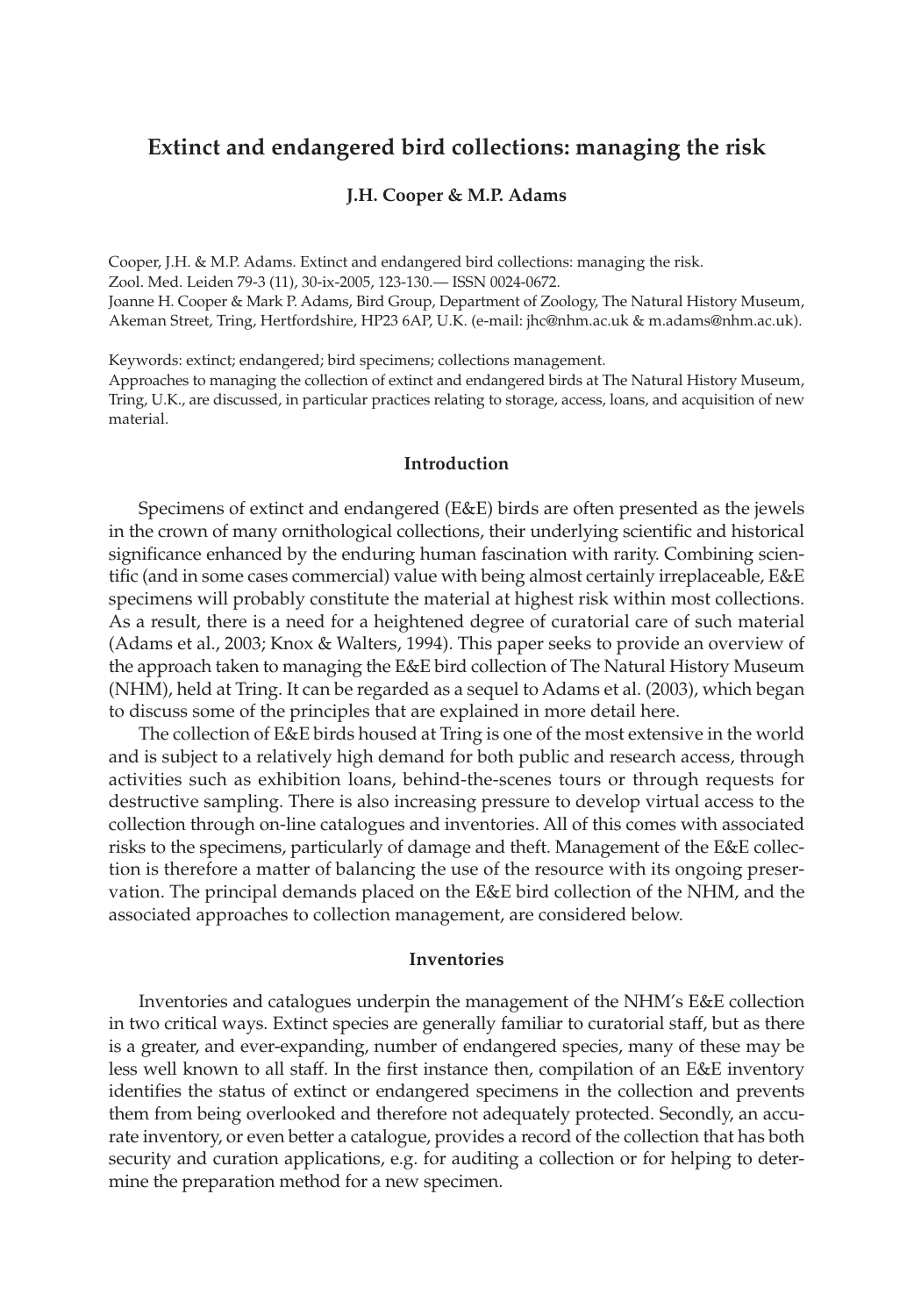# Extinct and endangered bird collections: managing the risk

**J.H. Cooper & M.P. Adams**

Cooper, J.H. & M.P. Adams. Extinct and endangered bird collections: managing the risk.
Zool. Med. Leiden 79-3 (11), 30-ix-2005, 123-130.— ISSN 0024-0672.
Joanne H. Cooper & Mark P. Adams, Bird Group, Department of Zoology, The Natural History Museum, Akeman Street, Tring, Hertfordshire, HP23 6AP, U.K. (e-mail: jhc@nhm.ac.uk & m.adams@nhm.ac.uk).

Keywords: extinct; endangered; bird specimens; collections management.
Approaches to managing the collection of extinct and endangered birds at The Natural History Museum, Tring, U.K., are discussed, in particular practices relating to storage, access, loans, and acquisition of new material.

## Introduction

Specimens of extinct and endangered (E&E) birds are often presented as the jewels in the crown of many ornithological collections, their underlying scientific and historical significance enhanced by the enduring human fascination with rarity. Combining scientific (and in some cases commercial) value with being almost certainly irreplaceable, E&E specimens will probably constitute the material at highest risk within most collections. As a result, there is a need for a heightened degree of curatorial care of such material (Adams et al., 2003; Knox & Walters, 1994). This paper seeks to provide an overview of the approach taken to managing the E&E bird collection of The Natural History Museum (NHM), held at Tring. It can be regarded as a sequel to Adams et al. (2003), which began to discuss some of the principles that are explained in more detail here.

The collection of E&E birds housed at Tring is one of the most extensive in the world and is subject to a relatively high demand for both public and research access, through activities such as exhibition loans, behind-the-scenes tours or through requests for destructive sampling. There is also increasing pressure to develop virtual access to the collection through on-line catalogues and inventories. All of this comes with associated risks to the specimens, particularly of damage and theft. Management of the E&E collection is therefore a matter of balancing the use of the resource with its ongoing preservation. The principal demands placed on the E&E bird collection of the NHM, and the associated approaches to collection management, are considered below.

## Inventories

Inventories and catalogues underpin the management of the NHM's E&E collection in two critical ways. Extinct species are generally familiar to curatorial staff, but as there is a greater, and ever-expanding, number of endangered species, many of these may be less well known to all staff. In the first instance then, compilation of an E&E inventory identifies the status of extinct or endangered specimens in the collection and prevents them from being overlooked and therefore not adequately protected. Secondly, an accurate inventory, or even better a catalogue, provides a record of the collection that has both security and curation applications, e.g. for auditing a collection or for helping to determine the preparation method for a new specimen.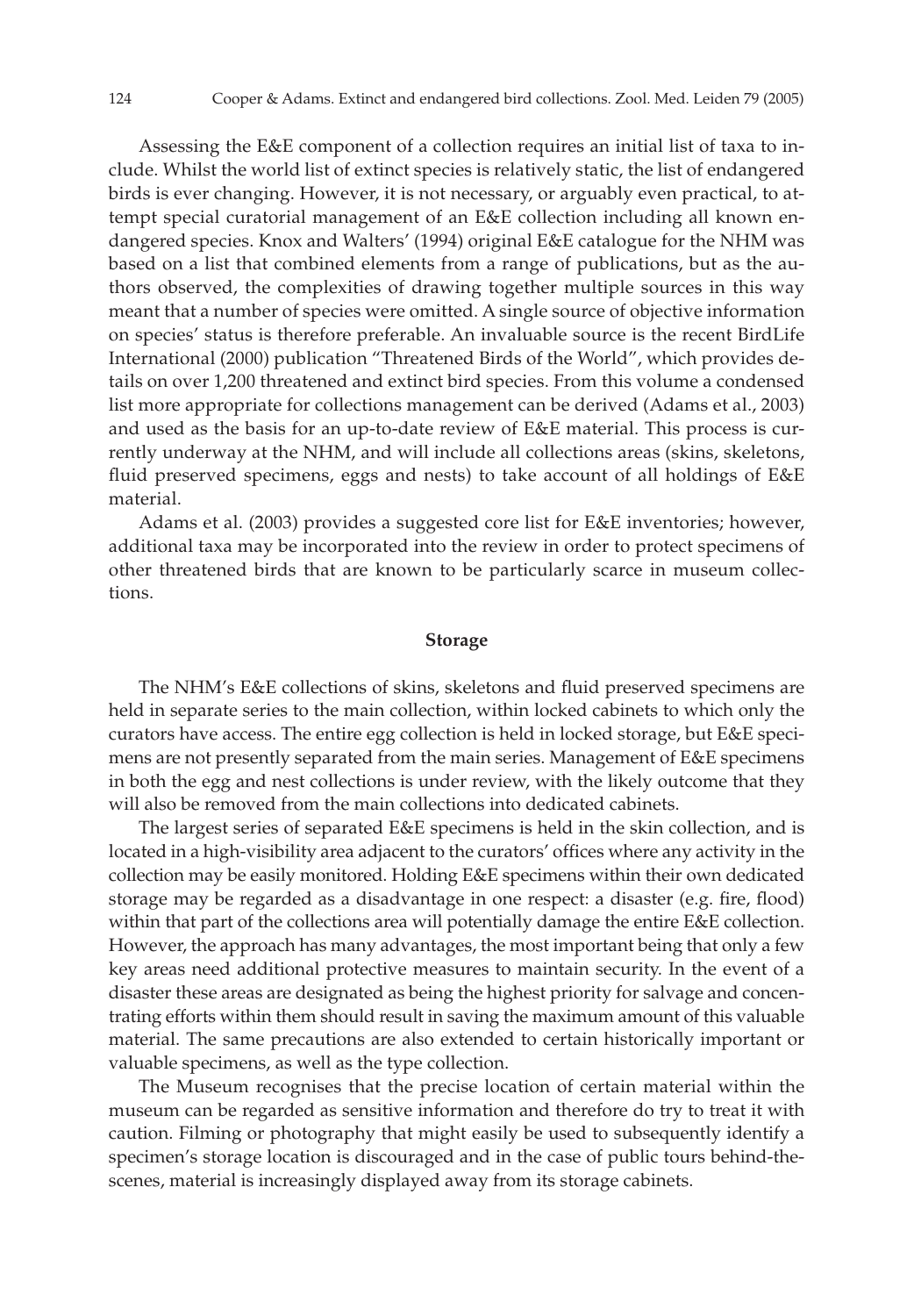Assessing the E&E component of a collection requires an initial list of taxa to include. Whilst the world list of extinct species is relatively static, the list of endangered birds is ever changing. However, it is not necessary, or arguably even practical, to attempt special curatorial management of an E&E collection including all known endangered species. Knox and Walters' (1994) original E&E catalogue for the NHM was based on a list that combined elements from a range of publications, but as the authors observed, the complexities of drawing together multiple sources in this way meant that a number of species were omitted. A single source of objective information on species' status is therefore preferable. An invaluable source is the recent BirdLife International (2000) publication "Threatened Birds of the World", which provides details on over 1,200 threatened and extinct bird species. From this volume a condensed list more appropriate for collections management can be derived (Adams et al., 2003) and used as the basis for an up-to-date review of E&E material. This process is currently underway at the NHM, and will include all collections areas (skins, skeletons, fluid preserved specimens, eggs and nests) to take account of all holdings of E&E material.

Adams et al. (2003) provides a suggested core list for E&E inventories; however, additional taxa may be incorporated into the review in order to protect specimens of other threatened birds that are known to be particularly scarce in museum collections.

## Storage

The NHM's E&E collections of skins, skeletons and fluid preserved specimens are held in separate series to the main collection, within locked cabinets to which only the curators have access. The entire egg collection is held in locked storage, but E&E specimens are not presently separated from the main series. Management of E&E specimens in both the egg and nest collections is under review, with the likely outcome that they will also be removed from the main collections into dedicated cabinets.

The largest series of separated E&E specimens is held in the skin collection, and is located in a high-visibility area adjacent to the curators' offices where any activity in the collection may be easily monitored. Holding E&E specimens within their own dedicated storage may be regarded as a disadvantage in one respect: a disaster (e.g. fire, flood) within that part of the collections area will potentially damage the entire E&E collection. However, the approach has many advantages, the most important being that only a few key areas need additional protective measures to maintain security. In the event of a disaster these areas are designated as being the highest priority for salvage and concentrating efforts within them should result in saving the maximum amount of this valuable material. The same precautions are also extended to certain historically important or valuable specimens, as well as the type collection.

The Museum recognises that the precise location of certain material within the museum can be regarded as sensitive information and therefore do try to treat it with caution. Filming or photography that might easily be used to subsequently identify a specimen's storage location is discouraged and in the case of public tours behind-the-scenes, material is increasingly displayed away from its storage cabinets.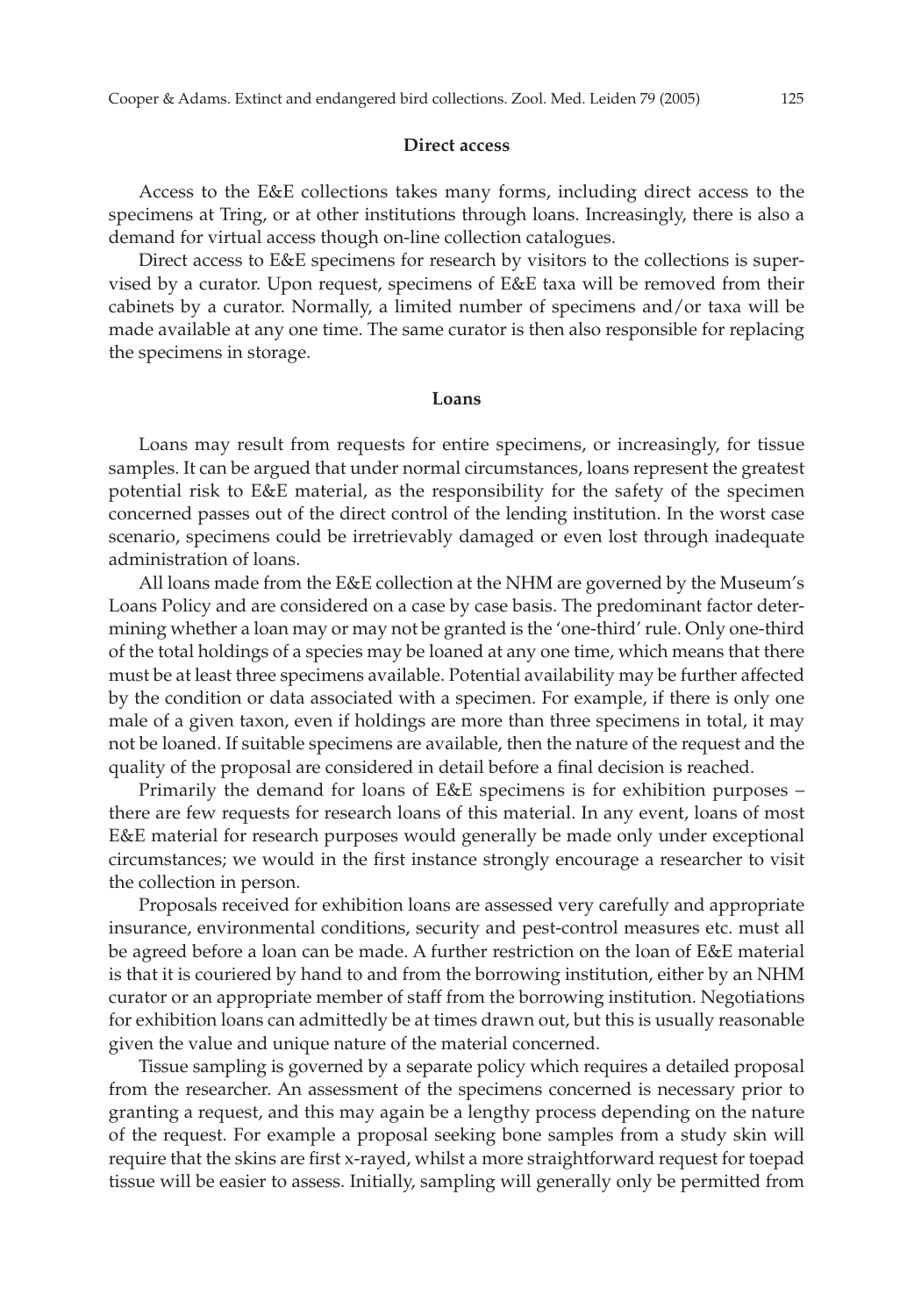## Direct access

Access to the E&E collections takes many forms, including direct access to the specimens at Tring, or at other institutions through loans. Increasingly, there is also a demand for virtual access though on-line collection catalogues.

Direct access to E&E specimens for research by visitors to the collections is supervised by a curator. Upon request, specimens of E&E taxa will be removed from their cabinets by a curator. Normally, a limited number of specimens and/or taxa will be made available at any one time. The same curator is then also responsible for replacing the specimens in storage.

## Loans

Loans may result from requests for entire specimens, or increasingly, for tissue samples. It can be argued that under normal circumstances, loans represent the greatest potential risk to E&E material, as the responsibility for the safety of the specimen concerned passes out of the direct control of the lending institution. In the worst case scenario, specimens could be irretrievably damaged or even lost through inadequate administration of loans.

All loans made from the E&E collection at the NHM are governed by the Museum's Loans Policy and are considered on a case by case basis. The predominant factor determining whether a loan may or may not be granted is the 'one-third' rule. Only one-third of the total holdings of a species may be loaned at any one time, which means that there must be at least three specimens available. Potential availability may be further affected by the condition or data associated with a specimen. For example, if there is only one male of a given taxon, even if holdings are more than three specimens in total, it may not be loaned. If suitable specimens are available, then the nature of the request and the quality of the proposal are considered in detail before a final decision is reached.

Primarily the demand for loans of E&E specimens is for exhibition purposes – there are few requests for research loans of this material. In any event, loans of most E&E material for research purposes would generally be made only under exceptional circumstances; we would in the first instance strongly encourage a researcher to visit the collection in person.

Proposals received for exhibition loans are assessed very carefully and appropriate insurance, environmental conditions, security and pest-control measures etc. must all be agreed before a loan can be made. A further restriction on the loan of E&E material is that it is couriered by hand to and from the borrowing institution, either by an NHM curator or an appropriate member of staff from the borrowing institution. Negotiations for exhibition loans can admittedly be at times drawn out, but this is usually reasonable given the value and unique nature of the material concerned.

Tissue sampling is governed by a separate policy which requires a detailed proposal from the researcher. An assessment of the specimens concerned is necessary prior to granting a request, and this may again be a lengthy process depending on the nature of the request. For example a proposal seeking bone samples from a study skin will require that the skins are first x-rayed, whilst a more straightforward request for toepad tissue will be easier to assess. Initially, sampling will generally only be permitted from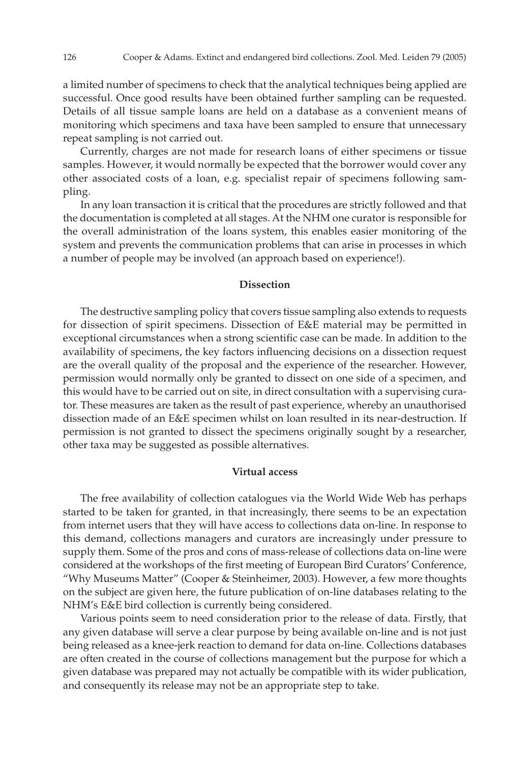a limited number of specimens to check that the analytical techniques being applied are successful. Once good results have been obtained further sampling can be requested. Details of all tissue sample loans are held on a database as a convenient means of monitoring which specimens and taxa have been sampled to ensure that unnecessary repeat sampling is not carried out.

Currently, charges are not made for research loans of either specimens or tissue samples. However, it would normally be expected that the borrower would cover any other associated costs of a loan, e.g. specialist repair of specimens following sampling.

In any loan transaction it is critical that the procedures are strictly followed and that the documentation is completed at all stages. At the NHM one curator is responsible for the overall administration of the loans system, this enables easier monitoring of the system and prevents the communication problems that can arise in processes in which a number of people may be involved (an approach based on experience!).

## Dissection

The destructive sampling policy that covers tissue sampling also extends to requests for dissection of spirit specimens. Dissection of E&E material may be permitted in exceptional circumstances when a strong scientific case can be made. In addition to the availability of specimens, the key factors influencing decisions on a dissection request are the overall quality of the proposal and the experience of the researcher. However, permission would normally only be granted to dissect on one side of a specimen, and this would have to be carried out on site, in direct consultation with a supervising curator. These measures are taken as the result of past experience, whereby an unauthorised dissection made of an E&E specimen whilst on loan resulted in its near-destruction. If permission is not granted to dissect the specimens originally sought by a researcher, other taxa may be suggested as possible alternatives.

## Virtual access

The free availability of collection catalogues via the World Wide Web has perhaps started to be taken for granted, in that increasingly, there seems to be an expectation from internet users that they will have access to collections data on-line. In response to this demand, collections managers and curators are increasingly under pressure to supply them. Some of the pros and cons of mass-release of collections data on-line were considered at the workshops of the first meeting of European Bird Curators' Conference, "Why Museums Matter" (Cooper & Steinheimer, 2003). However, a few more thoughts on the subject are given here, the future publication of on-line databases relating to the NHM's E&E bird collection is currently being considered.

Various points seem to need consideration prior to the release of data. Firstly, that any given database will serve a clear purpose by being available on-line and is not just being released as a knee-jerk reaction to demand for data on-line. Collections databases are often created in the course of collections management but the purpose for which a given database was prepared may not actually be compatible with its wider publication, and consequently its release may not be an appropriate step to take.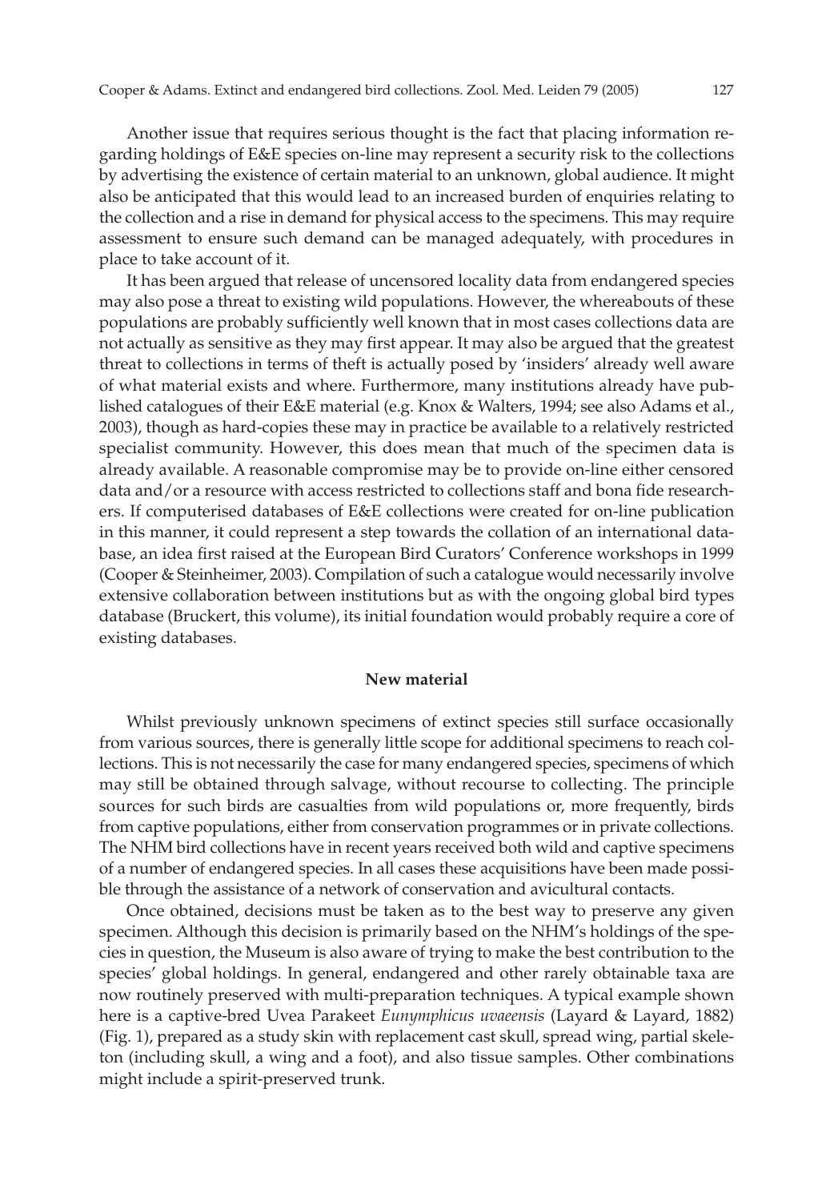Another issue that requires serious thought is the fact that placing information regarding holdings of E&E species on-line may represent a security risk to the collections by advertising the existence of certain material to an unknown, global audience. It might also be anticipated that this would lead to an increased burden of enquiries relating to the collection and a rise in demand for physical access to the specimens. This may require assessment to ensure such demand can be managed adequately, with procedures in place to take account of it.

It has been argued that release of uncensored locality data from endangered species may also pose a threat to existing wild populations. However, the whereabouts of these populations are probably sufficiently well known that in most cases collections data are not actually as sensitive as they may first appear. It may also be argued that the greatest threat to collections in terms of theft is actually posed by 'insiders' already well aware of what material exists and where. Furthermore, many institutions already have published catalogues of their E&E material (e.g. Knox & Walters, 1994; see also Adams et al., 2003), though as hard-copies these may in practice be available to a relatively restricted specialist community. However, this does mean that much of the specimen data is already available. A reasonable compromise may be to provide on-line either censored data and/or a resource with access restricted to collections staff and bona fide researchers. If computerised databases of E&E collections were created for on-line publication in this manner, it could represent a step towards the collation of an international database, an idea first raised at the European Bird Curators' Conference workshops in 1999 (Cooper & Steinheimer, 2003). Compilation of such a catalogue would necessarily involve extensive collaboration between institutions but as with the ongoing global bird types database (Bruckert, this volume), its initial foundation would probably require a core of existing databases.

## New material

Whilst previously unknown specimens of extinct species still surface occasionally from various sources, there is generally little scope for additional specimens to reach collections. This is not necessarily the case for many endangered species, specimens of which may still be obtained through salvage, without recourse to collecting. The principle sources for such birds are casualties from wild populations or, more frequently, birds from captive populations, either from conservation programmes or in private collections. The NHM bird collections have in recent years received both wild and captive specimens of a number of endangered species. In all cases these acquisitions have been made possible through the assistance of a network of conservation and avicultural contacts.

Once obtained, decisions must be taken as to the best way to preserve any given specimen. Although this decision is primarily based on the NHM's holdings of the species in question, the Museum is also aware of trying to make the best contribution to the species' global holdings. In general, endangered and other rarely obtainable taxa are now routinely preserved with multi-preparation techniques. A typical example shown here is a captive-bred Uvea Parakeet *Eunymphicus uvaeensis* (Layard & Layard, 1882) (Fig. 1), prepared as a study skin with replacement cast skull, spread wing, partial skeleton (including skull, a wing and a foot), and also tissue samples. Other combinations might include a spirit-preserved trunk.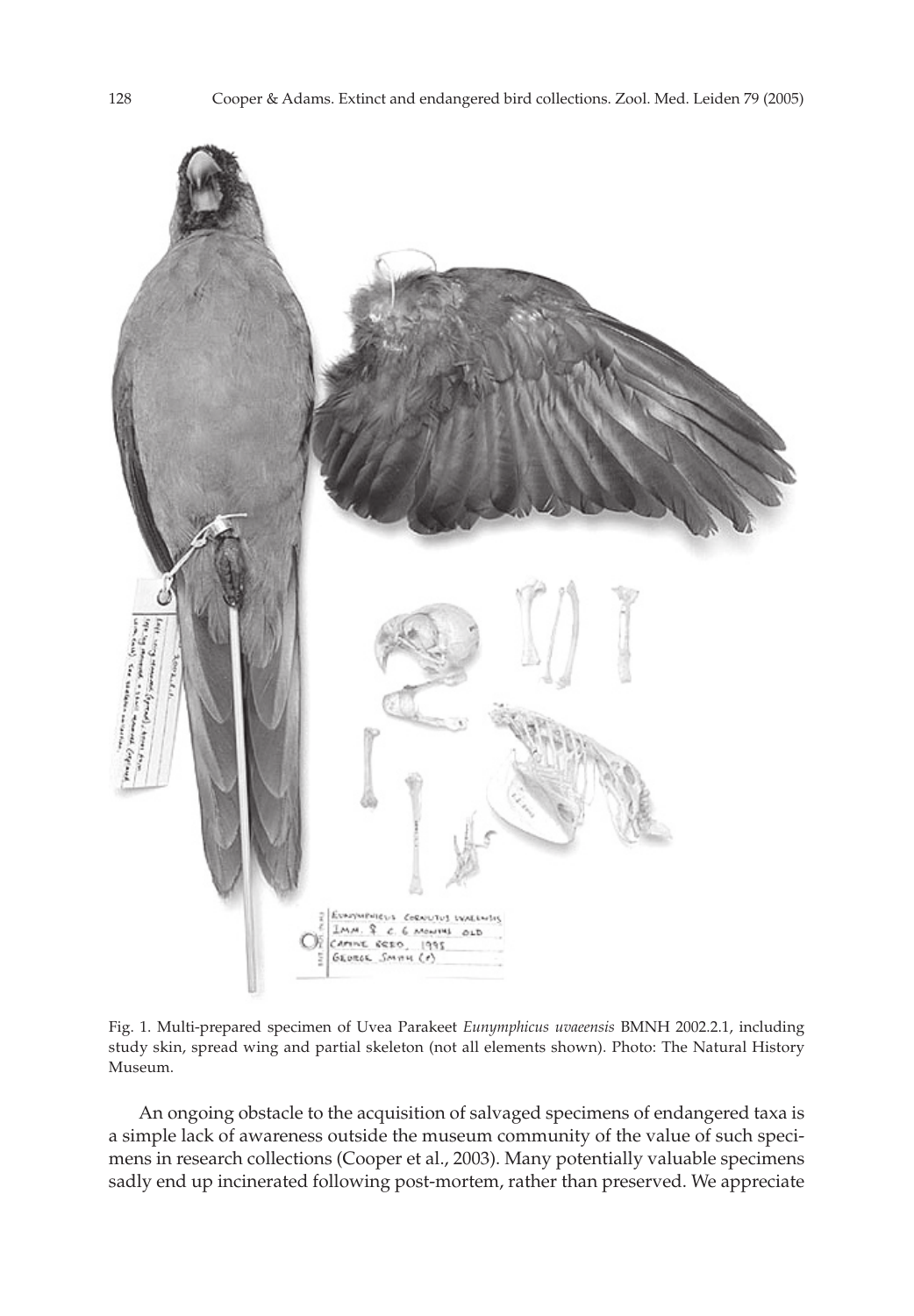Fig. 1. Multi-prepared specimen of Uvea Parakeet *Eunymphicus uvaeensis* BMNH 2002.2.1, including study skin, spread wing and partial skeleton (not all elements shown). Photo: The Natural History Museum.

An ongoing obstacle to the acquisition of salvaged specimens of endangered taxa is a simple lack of awareness outside the museum community of the value of such specimens in research collections (Cooper et al., 2003). Many potentially valuable specimens sadly end up incinerated following post-mortem, rather than preserved. We appreciate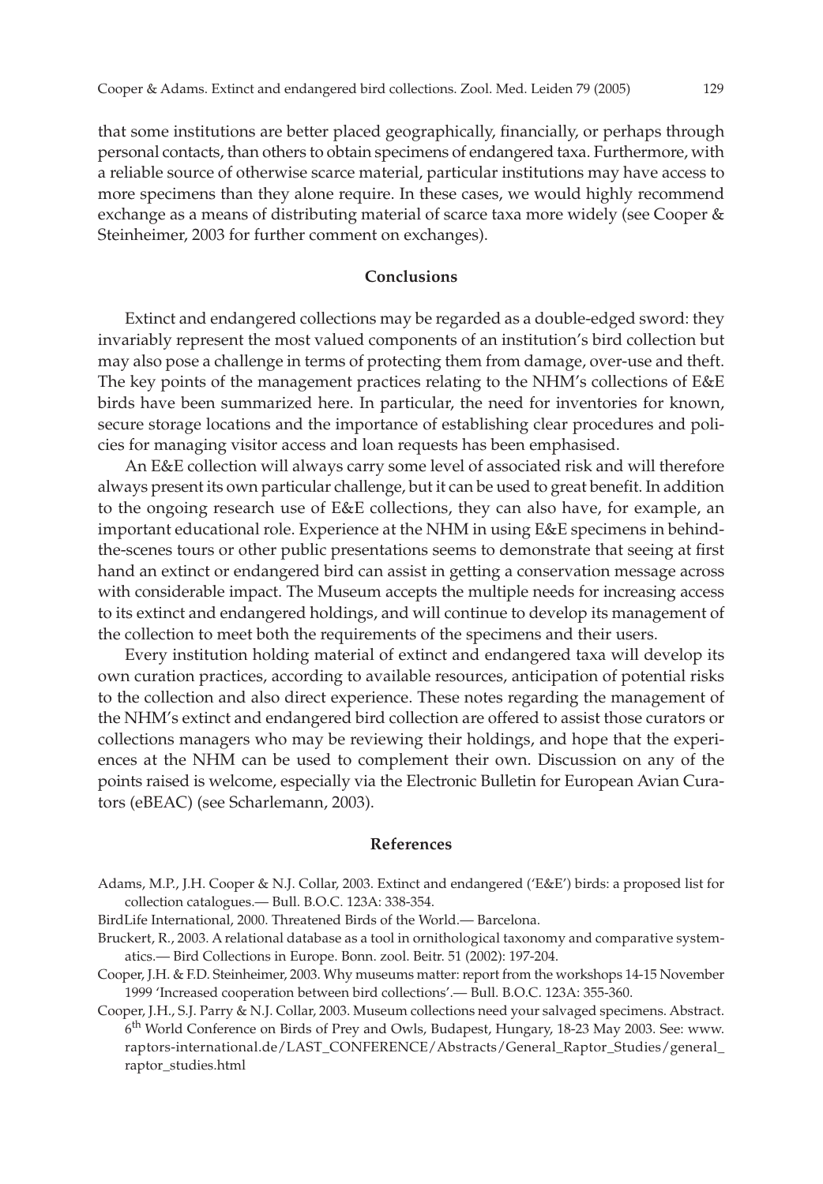that some institutions are better placed geographically, financially, or perhaps through personal contacts, than others to obtain specimens of endangered taxa. Furthermore, with a reliable source of otherwise scarce material, particular institutions may have access to more specimens than they alone require. In these cases, we would highly recommend exchange as a means of distributing material of scarce taxa more widely (see Cooper & Steinheimer, 2003 for further comment on exchanges).

## Conclusions

Extinct and endangered collections may be regarded as a double-edged sword: they invariably represent the most valued components of an institution's bird collection but may also pose a challenge in terms of protecting them from damage, over-use and theft. The key points of the management practices relating to the NHM's collections of E&E birds have been summarized here. In particular, the need for inventories for known, secure storage locations and the importance of establishing clear procedures and policies for managing visitor access and loan requests has been emphasised.

An E&E collection will always carry some level of associated risk and will therefore always present its own particular challenge, but it can be used to great benefit. In addition to the ongoing research use of E&E collections, they can also have, for example, an important educational role. Experience at the NHM in using E&E specimens in behind-the-scenes tours or other public presentations seems to demonstrate that seeing at first hand an extinct or endangered bird can assist in getting a conservation message across with considerable impact. The Museum accepts the multiple needs for increasing access to its extinct and endangered holdings, and will continue to develop its management of the collection to meet both the requirements of the specimens and their users.

Every institution holding material of extinct and endangered taxa will develop its own curation practices, according to available resources, anticipation of potential risks to the collection and also direct experience. These notes regarding the management of the NHM's extinct and endangered bird collection are offered to assist those curators or collections managers who may be reviewing their holdings, and hope that the experiences at the NHM can be used to complement their own. Discussion on any of the points raised is welcome, especially via the Electronic Bulletin for European Avian Curators (eBEAC) (see Scharlemann, 2003).

## References

Adams, M.P., J.H. Cooper & N.J. Collar, 2003. Extinct and endangered ('E&E') birds: a proposed list for collection catalogues.— Bull. B.O.C. 123A: 338-354.

BirdLife International, 2000. Threatened Birds of the World.— Barcelona.

Bruckert, R., 2003. A relational database as a tool in ornithological taxonomy and comparative systematics.— Bird Collections in Europe. Bonn. zool. Beitr. 51 (2002): 197-204.

Cooper, J.H. & F.D. Steinheimer, 2003. Why museums matter: report from the workshops 14-15 November 1999 'Increased cooperation between bird collections'.— Bull. B.O.C. 123A: 355-360.

Cooper, J.H., S.J. Parry & N.J. Collar, 2003. Museum collections need your salvaged specimens. Abstract. 6th World Conference on Birds of Prey and Owls, Budapest, Hungary, 18-23 May 2003. See: www.raptors-international.de/LAST_CONFERENCE/Abstracts/General_Raptor_Studies/general_raptor_studies.html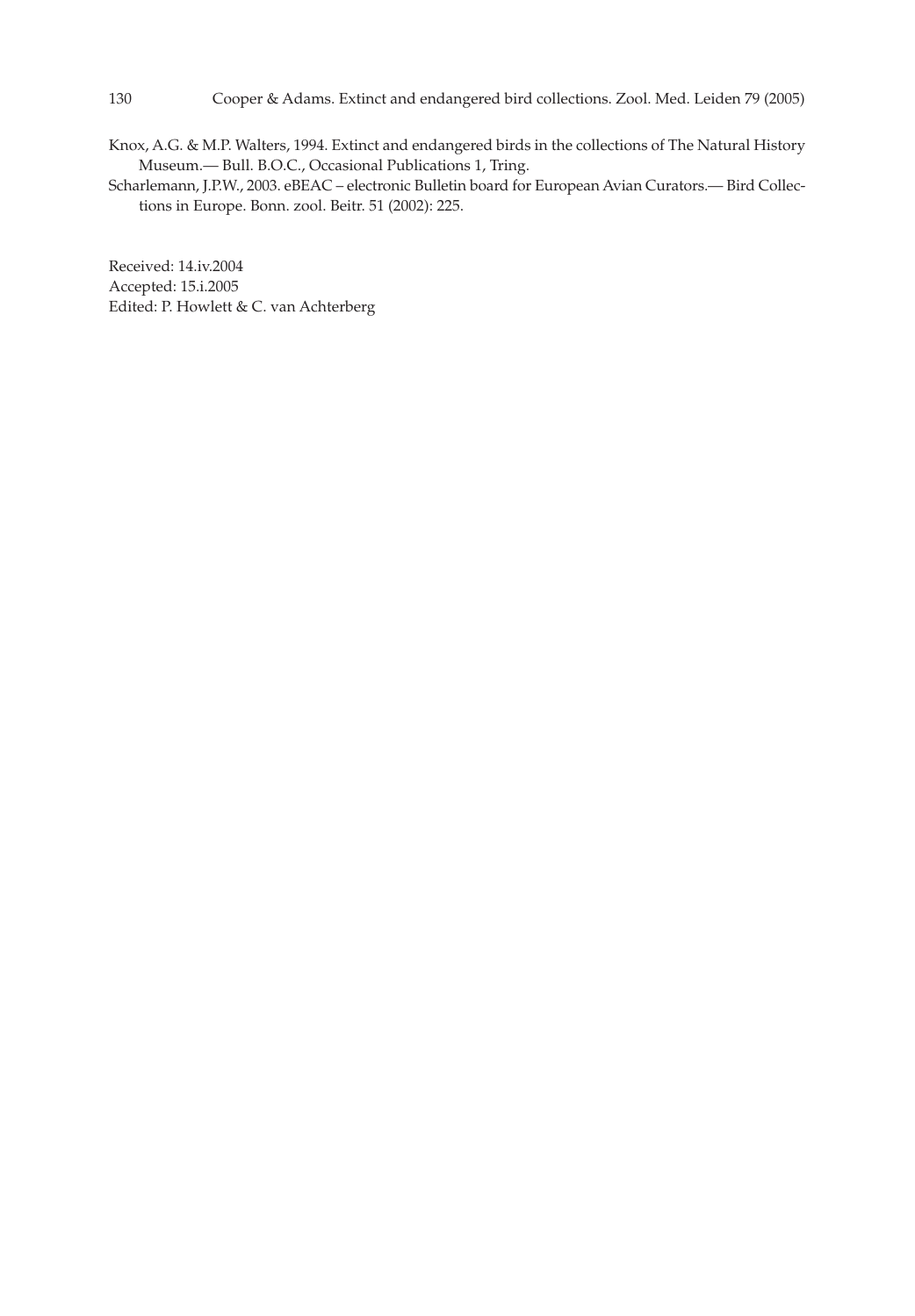Knox, A.G. & M.P. Walters, 1994. Extinct and endangered birds in the collections of The Natural History Museum.— Bull. B.O.C., Occasional Publications 1, Tring.

Scharlemann, J.P.W., 2003. eBEAC – electronic Bulletin board for European Avian Curators.— Bird Collections in Europe. Bonn. zool. Beitr. 51 (2002): 225.

Received: 14.iv.2004
Accepted: 15.i.2005
Edited: P. Howlett & C. van Achterberg